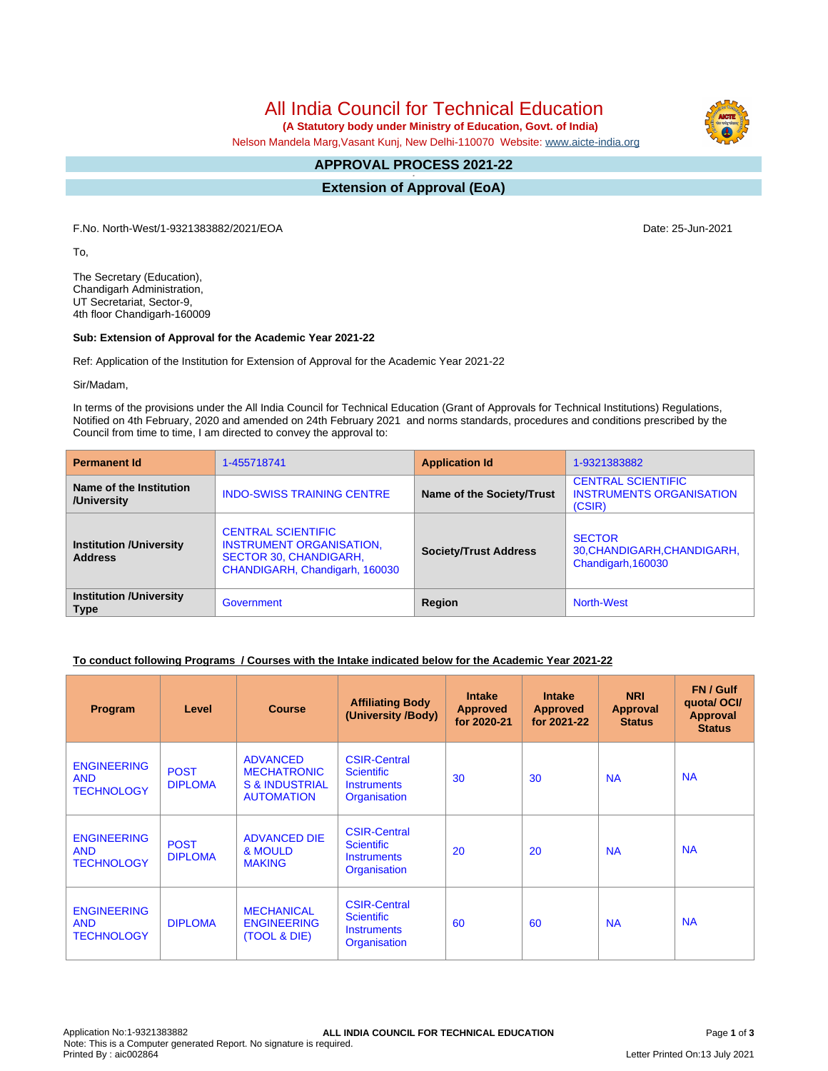# All India Council for Technical Education

**(A Statutory body under Ministry of Education, Govt. of India)**

Nelson Mandela Marg,Vasant Kunj, New Delhi-110070 Website: www.aicte-india.org

## APPROVAL PROCESS 2021-22

## Extension of Approval (EoA)

F.No. North-West/1-9321383882/2021/EOA

Date: 25-Jun-2021

To,

The Secretary (Education),
Chandigarh Administration,
UT Secretariat, Sector-9,
4th floor Chandigarh-160009

**Sub: Extension of Approval for the Academic Year 2021-22**

Ref: Application of the Institution for Extension of Approval for the Academic Year 2021-22

Sir/Madam,

In terms of the provisions under the All India Council for Technical Education (Grant of Approvals for Technical Institutions) Regulations, Notified on 4th February, 2020 and amended on 24th February 2021 and norms standards, procedures and conditions prescribed by the Council from time to time, I am directed to convey the approval to:

| **Permanent Id** | 1-455718741 | **Application Id** | 1-9321383882 |
|---|---|---|---|
| **Name of the Institution /University** | INDO-SWISS TRAINING CENTRE | **Name of the Society/Trust** | CENTRAL SCIENTIFIC INSTRUMENTS ORGANISATION (CSIR) |
| **Institution /University Address** | CENTRAL SCIENTIFIC INSTRUMENT ORGANISATION, SECTOR 30, CHANDIGARH, CHANDIGARH, Chandigarh, 160030 | **Society/Trust Address** | SECTOR 30,CHANDIGARH,CHANDIGARH, Chandigarh,160030 |
| **Institution /University Type** | Government | **Region** | North-West |

**To conduct following Programs / Courses with the Intake indicated below for the Academic Year 2021-22**

| Program | Level | Course | Affiliating Body (University /Body) | Intake Approved for 2020-21 | Intake Approved for 2021-22 | NRI Approval Status | FN / Gulf quota/ OCI/ Approval Status |
|---|---|---|---|---|---|---|---|
| ENGINEERING AND TECHNOLOGY | POST DIPLOMA | ADVANCED MECHATRONICS & INDUSTRIAL AUTOMATION | CSIR-Central Scientific Instruments Organisation | 30 | 30 | NA | NA |
| ENGINEERING AND TECHNOLOGY | POST DIPLOMA | ADVANCED DIE & MOULD MAKING | CSIR-Central Scientific Instruments Organisation | 20 | 20 | NA | NA |
| ENGINEERING AND TECHNOLOGY | DIPLOMA | MECHANICAL ENGINEERING (TOOL & DIE) | CSIR-Central Scientific Instruments Organisation | 60 | 60 | NA | NA |

Application No:1-9321383882
Note: This is a Computer generated Report. No signature is required.
Printed By : aic002864
Letter Printed On:13 July 2021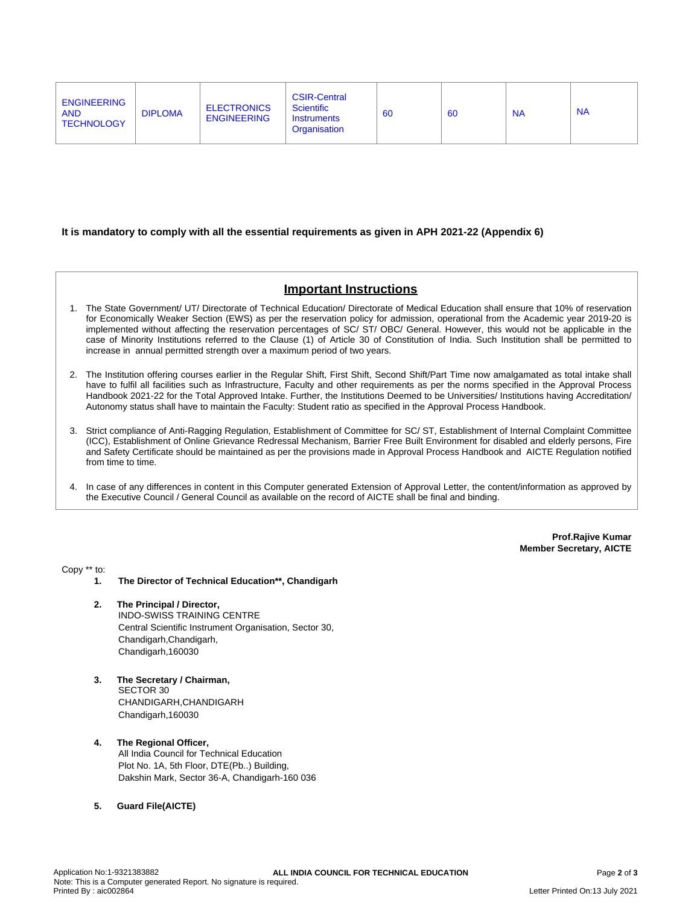| ENGINEERING AND TECHNOLOGY | DIPLOMA | ELECTRONICS ENGINEERING | CSIR-Central Scientific Instruments Organisation | 60 | 60 | NA | NA |
|---|---|---|---|---|---|---|---|

**It is mandatory to comply with all the essential requirements as given in APH 2021-22 (Appendix 6)**

## Important Instructions

1. The State Government/ UT/ Directorate of Technical Education/ Directorate of Medical Education shall ensure that 10% of reservation for Economically Weaker Section (EWS) as per the reservation policy for admission, operational from the Academic year 2019-20 is implemented without affecting the reservation percentages of SC/ ST/ OBC/ General. However, this would not be applicable in the case of Minority Institutions referred to the Clause (1) of Article 30 of Constitution of India. Such Institution shall be permitted to increase in annual permitted strength over a maximum period of two years.

2. The Institution offering courses earlier in the Regular Shift, First Shift, Second Shift/Part Time now amalgamated as total intake shall have to fulfil all facilities such as Infrastructure, Faculty and other requirements as per the norms specified in the Approval Process Handbook 2021-22 for the Total Approved Intake. Further, the Institutions Deemed to be Universities/ Institutions having Accreditation/ Autonomy status shall have to maintain the Faculty: Student ratio as specified in the Approval Process Handbook.

3. Strict compliance of Anti-Ragging Regulation, Establishment of Committee for SC/ ST, Establishment of Internal Complaint Committee (ICC), Establishment of Online Grievance Redressal Mechanism, Barrier Free Built Environment for disabled and elderly persons, Fire and Safety Certificate should be maintained as per the provisions made in Approval Process Handbook and AICTE Regulation notified from time to time.

4. In case of any differences in content in this Computer generated Extension of Approval Letter, the content/information as approved by the Executive Council / General Council as available on the record of AICTE shall be final and binding.

**Prof.Rajive Kumar**
**Member Secretary, AICTE**

Copy ** to:

1. **The Director of Technical Education**, Chandigarh**

2. **The Principal / Director,**
   INDO-SWISS TRAINING CENTRE
   Central Scientific Instrument Organisation, Sector 30,
   Chandigarh,Chandigarh,
   Chandigarh,160030

3. **The Secretary / Chairman,**
   SECTOR 30
   CHANDIGARH,CHANDIGARH
   Chandigarh,160030

4. **The Regional Officer,**
   All India Council for Technical Education
   Plot No. 1A, 5th Floor, DTE(Pb..) Building,
   Dakshin Mark, Sector 36-A, Chandigarh-160 036

5. **Guard File(AICTE)**

Application No:1-9321383882
Note: This is a Computer generated Report. No signature is required.
Printed By : aic002864
Letter Printed On:13 July 2021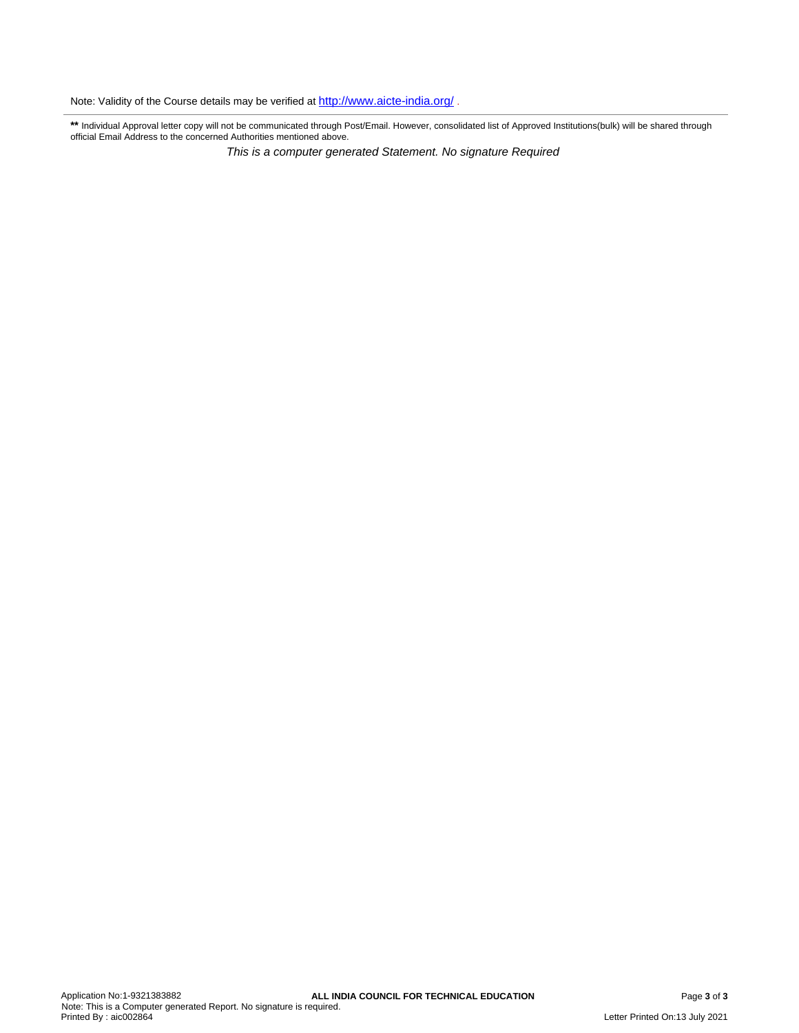Note: Validity of the Course details may be verified at http://www.aicte-india.org/ .

---

**\*\*** Individual Approval letter copy will not be communicated through Post/Email. However, consolidated list of Approved Institutions(bulk) will be shared through official Email Address to the concerned Authorities mentioned above.

*This is a computer generated Statement. No signature Required*